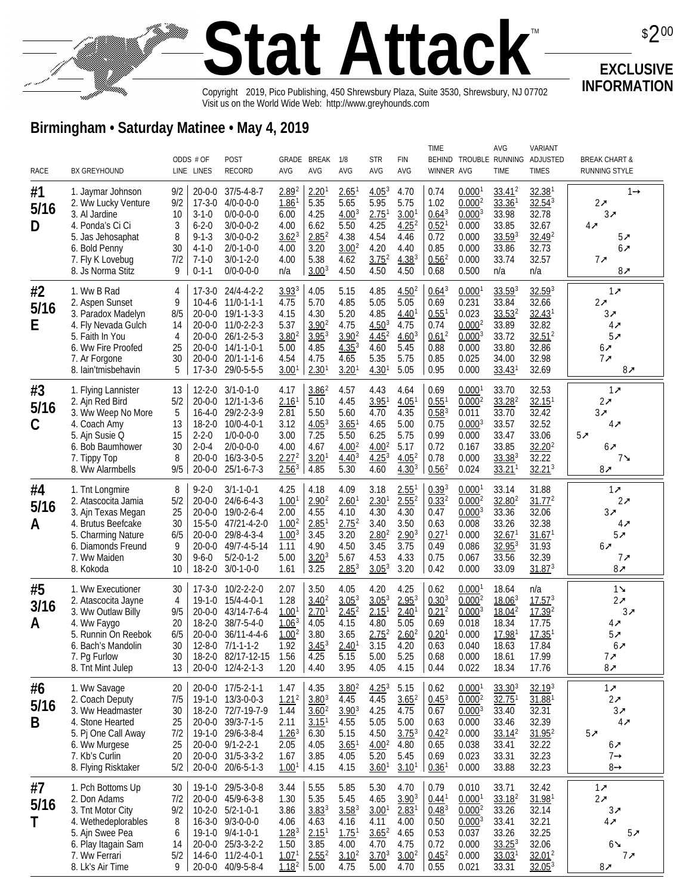# Stat Attack™

$2.00

**EXCLUSIVE INFORMATION**

Copyright 2019, Pico Publishing, 450 Shrewsbury Plaza, Suite 3530, Shrewsbury, NJ 07702
Visit us on the World Wide Web: http://www.greyhounds.com

## Birmingham • Saturday Matinee • May 4, 2019

| RACE | BX GREYHOUND | ODDS LINE | # OF LINES | POST RECORD | GRADE AVG | BREAK AVG | 1/8 AVG | STR AVG | FIN AVG | TIME BEHIND WINNER | TROUBLE AVG | AVG RUNNING TIME | VARIANT ADJUSTED TIMES | BREAK CHART & RUNNING STYLE |
|---|---|---|---|---|---|---|---|---|---|---|---|---|---|---|
| #1 5/16 D | 1. Jaymar Johnson | 9/2 | 20-0-0 | 37/5-4-8-7 | 2.89² | 2.20¹ | 2.65¹ | 4.05³ | 4.70 | 0.74 | 0.000¹ | 33.41² | 32.38¹ | 1→ |
| | 2. Ww Lucky Venture | 9/2 | 17-3-0 | 4/0-0-0-0 | 1.86¹ | 5.35 | 5.65 | 5.95 | 5.75 | 1.02 | 0.000² | 33.36¹ | 32.54³ | 2↗ |
| | 3. Al Jardine | 10 | 3-1-0 | 0/0-0-0-0 | 6.00 | 4.25 | 4.00³ | 2.75¹ | 3.00¹ | 0.64³ | 0.000³ | 33.98 | 32.78 | 3↗ |
| | 4. Ponda's Ci Ci | 3 | 6-2-0 | 3/0-0-0-2 | 4.00 | 6.62 | 5.50 | 4.25 | 4.25² | 0.52¹ | 0.000 | 33.85 | 32.67 | 4↗ |
| | 5. Jas Jehosaphat | 8 | 9-1-3 | 3/0-0-0-2 | 3.62³ | 2.85² | 4.38 | 4.54 | 4.46 | 0.72 | 0.000 | 33.59³ | 32.49² | 5↗ |
| | 6. Bold Penny | 30 | 4-1-0 | 2/0-1-0-0 | 4.00 | 3.20 | 3.00² | 4.20 | 4.40 | 0.85 | 0.000 | 33.86 | 32.73 | 6↗ |
| | 7. Fly K Lovebug | 7/2 | 7-1-0 | 3/0-1-2-0 | 4.00 | 5.38 | 4.62 | 3.75² | 4.38³ | 0.56² | 0.000 | 33.74 | 32.57 | 7↗ |
| | 8. Js Norma Stitz | 9 | 0-1-1 | 0/0-0-0-0 | n/a | 3.00³ | 4.50 | 4.50 | 4.50 | 0.68 | 0.500 | n/a | n/a | 8↗ |
| #2 5/16 E | 1. Ww B Rad | 4 | 17-3-0 | 24/4-4-2-2 | 3.93³ | 4.05 | 5.15 | 4.85 | 4.50² | 0.64³ | 0.000¹ | 33.59³ | 32.59³ | 1↗ |
| | 2. Aspen Sunset | 9 | 10-4-6 | 11/0-1-1-1 | 4.75 | 5.70 | 4.85 | 5.05 | 5.05 | 0.69 | 0.231 | 33.84 | 32.66 | 2↗ |
| | 3. Paradox Madelyn | 8/5 | 20-0-0 | 19/1-1-3-3 | 4.15 | 4.30 | 5.20 | 4.85 | 4.40¹ | 0.55¹ | 0.023 | 33.53² | 32.43¹ | 3↗ |
| | 4. Fly Nevada Gulch | 14 | 20-0-0 | 11/0-2-2-3 | 5.37 | 3.90² | 4.75 | 4.50³ | 4.75 | 0.74 | 0.000² | 33.89 | 32.82 | 4↗ |
| | 5. Faith In You | 4 | 20-0-0 | 26/1-2-5-3 | 3.80² | 3.95³ | 3.90² | 4.45² | 4.60³ | 0.61² | 0.000³ | 33.72 | 32.51² | 5↗ |
| | 6. Ww Fire Proofed | 25 | 20-0-0 | 14/1-1-0-1 | 5.00 | 4.85 | 4.35³ | 4.60 | 5.45 | 0.88 | 0.000 | 33.80 | 32.86 | 6↗ |
| | 7. Ar Forgone | 30 | 20-0-0 | 20/1-1-1-6 | 4.54 | 4.75 | 4.65 | 5.35 | 5.75 | 0.85 | 0.025 | 34.00 | 32.98 | 7↗ |
| | 8. Iain'tmisbehavin | 5 | 17-3-0 | 29/0-5-5-5 | 3.00¹ | 2.30¹ | 3.20¹ | 4.30¹ | 5.05 | 0.95 | 0.000 | 33.43¹ | 32.69 | 8↗ |
| #3 5/16 C | 1. Flying Lannister | 13 | 12-2-0 | 3/1-0-1-0 | 4.17 | 3.86² | 4.57 | 4.43 | 4.64 | 0.69 | 0.000¹ | 33.70 | 32.53 | 1↗ |
| | 2. Ajn Red Bird | 5/2 | 20-0-0 | 12/1-1-3-6 | 2.16¹ | 5.10 | 4.45 | 3.95¹ | 4.05¹ | 0.55¹ | 0.000² | 33.28² | 32.15¹ | 2↗ |
| | 3. Ww Weep No More | 5 | 16-4-0 | 29/2-2-3-9 | 2.81 | 5.50 | 5.60 | 4.70 | 4.35 | 0.58³ | 0.011 | 33.70 | 32.42 | 3↗ |
| | 4. Coach Amy | 13 | 18-2-0 | 10/0-4-0-1 | 3.12 | 4.05³ | 3.65¹ | 4.65 | 5.00 | 0.75 | 0.000³ | 33.57 | 32.52 | 4↗ |
| | 5. Ajn Susie Q | 15 | 2-2-0 | 1/0-0-0-0 | 3.00 | 7.25 | 5.50 | 6.25 | 5.75 | 0.99 | 0.000 | 33.47 | 33.06 | 5↗ |
| | 6. Bob Baumhower | 30 | 2-0-4 | 2/0-0-0-0 | 4.00 | 4.67 | 4.00² | 4.00² | 5.17 | 0.72 | 0.167 | 33.85 | 32.20² | 6↗ |
| | 7. Tippy Top | 8 | 20-0-0 | 16/3-3-0-5 | 2.27² | 3.20¹ | 4.40³ | 4.25³ | 4.05² | 0.78 | 0.000 | 33.38³ | 32.22 | 7↘ |
| | 8. Ww Alarmbells | 9/5 | 20-0-0 | 25/1-6-7-3 | 2.56³ | 4.85 | 5.30 | 4.60 | 4.30³ | 0.56² | 0.024 | 33.21¹ | 32.21³ | 8↗ |
| #4 5/16 A | 1. Tnt Longmire | 8 | 9-2-0 | 3/1-1-0-1 | 4.25 | 4.18 | 4.09 | 3.18 | 2.55¹ | 0.39³ | 0.000¹ | 33.14 | 31.88 | 1↗ |
| | 2. Atascocita Jamia | 5/2 | 20-0-0 | 24/6-6-4-3 | 1.00¹ | 2.90² | 2.60¹ | 2.30¹ | 2.55² | 0.33² | 0.000² | 32.80² | 31.77² | 2↗ |
| | 3. Ajn Texas Megan | 25 | 20-0-0 | 19/0-2-6-4 | 2.00 | 4.55 | 4.10 | 4.30 | 4.30 | 0.47 | 0.000³ | 33.36 | 32.06 | 3↗ |
| | 4. Brutus Beefcake | 30 | 15-5-0 | 47/21-4-2-0 | 1.00² | 2.85¹ | 2.75² | 3.40 | 3.50 | 0.63 | 0.008 | 33.26 | 32.38 | 4↗ |
| | 5. Charming Nature | 6/5 | 20-0-0 | 29/8-4-3-4 | 1.00³ | 3.45 | 3.20 | 2.80² | 2.90³ | 0.27¹ | 0.000 | 32.67¹ | 31.67¹ | 5↗ |
| | 6. Diamonds Freund | 9 | 20-0-0 | 49/7-4-5-14 | 1.11 | 4.90 | 4.50 | 3.45 | 3.75 | 0.49 | 0.086 | 32.95³ | 31.93 | 6↗ |
| | 7. Ww Maiden | 30 | 9-6-0 | 5/2-0-1-2 | 5.00 | 3.20³ | 5.67 | 4.53 | 4.33 | 0.75 | 0.067 | 33.56 | 32.39 | 7↗ |
| | 8. Kokoda | 10 | 18-2-0 | 3/0-1-0-0 | 1.61 | 3.25 | 2.85³ | 3.05³ | 3.20 | 0.42 | 0.000 | 33.09 | 31.87³ | 8↗ |
| #5 3/16 A | 1. Ww Executioner | 30 | 17-3-0 | 10/2-2-2-0 | 2.07 | 3.50 | 4.05 | 4.20 | 4.25 | 0.62 | 0.000¹ | 18.64 | n/a | 1↘ |
| | 2. Atascocita Jayne | 4 | 19-1-0 | 15/4-4-0-1 | 1.28 | 3.40² | 3.05³ | 3.05³ | 2.95³ | 0.30³ | 0.000² | 18.06³ | 17.57³ | 2↗ |
| | 3. Ww Outlaw Billy | 9/5 | 20-0-0 | 43/14-7-6-4 | 1.00¹ | 2.70¹ | 2.45² | 2.15¹ | 2.40¹ | 0.21² | 0.000³ | 18.04² | 17.39² | 3↗ |
| | 4. Ww Faygo | 20 | 18-2-0 | 38/7-5-4-0 | 1.06³ | 4.05 | 4.15 | 4.80 | 5.05 | 0.69 | 0.018 | 18.34 | 17.75 | 4↗ |
| | 5. Runnin On Reebok | 6/5 | 20-0-0 | 36/11-4-4-6 | 1.00² | 3.80 | 3.65 | 2.75² | 2.60² | 0.20¹ | 0.000 | 17.98¹ | 17.35¹ | 5↗ |
| | 6. Bach's Mandolin | 30 | 12-8-0 | 7/1-1-1-2 | 1.92 | 3.45³ | 2.40¹ | 3.15 | 4.20 | 0.63 | 0.040 | 18.63 | 17.84 | 6↗ |
| | 7. Pg Furlow | 30 | 18-2-0 | 82/17-12-15 | 1.56 | 4.25 | 5.15 | 5.00 | 5.25 | 0.68 | 0.000 | 18.61 | 17.99 | 7↗ |
| | 8. Tnt Mint Julep | 13 | 20-0-0 | 12/4-2-1-3 | 1.20 | 4.40 | 3.95 | 4.05 | 4.15 | 0.44 | 0.022 | 18.34 | 17.76 | 8↗ |
| #6 5/16 B | 1. Ww Savage | 20 | 20-0-0 | 17/5-2-1-1 | 1.47 | 4.35 | 3.80² | 4.25³ | 5.15 | 0.62 | 0.000¹ | 33.30³ | 32.19³ | 1↗ |
| | 2. Coach Deputy | 7/5 | 19-1-0 | 13/0-0-0-3 | 1.21² | 3.80³ | 4.45 | 4.45 | 3.65² | 0.45³ | 0.000² | 32.75¹ | 31.88¹ | 2↗ |
| | 3. Ww Headmaster | 30 | 18-2-0 | 72/7-19-7-9 | 1.44 | 3.60² | 3.90³ | 4.25 | 4.75 | 0.67 | 0.000³ | 33.40 | 32.31 | 3↗ |
| | 4. Stone Hearted | 25 | 20-0-0 | 39/3-7-1-5 | 2.11 | 3.15¹ | 4.55 | 5.05 | 5.00 | 0.63 | 0.000 | 33.46 | 32.39 | 4↗ |
| | 5. Pj One Call Away | 7/2 | 19-1-0 | 29/6-3-8-4 | 1.26³ | 6.30 | 5.15 | 4.50 | 3.75³ | 0.42² | 0.000 | 33.14² | 31.95² | 5↗ |
| | 6. Ww Murgese | 25 | 20-0-0 | 9/1-2-2-1 | 2.05 | 4.05 | 3.65¹ | 4.00² | 4.80 | 0.65 | 0.038 | 33.41 | 32.22 | 6↗ |
| | 7. Kb's Curlin | 20 | 20-0-0 | 31/5-3-3-2 | 1.67 | 3.85 | 4.05 | 5.20 | 5.45 | 0.69 | 0.023 | 33.31 | 32.23 | 7→ |
| | 8. Flying Risktaker | 5/2 | 20-0-0 | 20/6-5-1-3 | 1.00¹ | 4.15 | 4.15 | 3.60¹ | 3.10¹ | 0.36¹ | 0.000 | 33.88 | 32.23 | 8→ |
| #7 5/16 T | 1. Pch Bottoms Up | 30 | 19-1-0 | 29/5-3-0-8 | 3.44 | 5.55 | 5.85 | 5.30 | 4.70 | 0.79 | 0.010 | 33.71 | 32.42 | 1↗ |
| | 2. Don Adams | 7/2 | 20-0-0 | 45/9-6-3-8 | 1.30 | 5.35 | 5.45 | 4.65 | 3.90³ | 0.44¹ | 0.000¹ | 33.18² | 31.98¹ | 2↗ |
| | 3. Tnt Motor City | 9/2 | 10-2-0 | 5/2-1-0-1 | 3.86 | 3.83³ | 3.58³ | 3.00¹ | 2.83¹ | 0.48³ | 0.000² | 33.26 | 32.14 | 3↗ |
| | 4. Wethedeplorables | 8 | 16-3-0 | 9/3-0-0-0 | 4.06 | 4.63 | 4.16 | 4.11 | 4.00 | 0.50 | 0.000³ | 33.41 | 32.21 | 4↗ |
| | 5. Ajn Swee Pea | 6 | 19-1-0 | 9/4-1-0-1 | 1.28³ | 2.15¹ | 1.75¹ | 3.65² | 4.65 | 0.53 | 0.037 | 33.26 | 32.25 | 5↗ |
| | 6. Play Itagain Sam | 14 | 20-0-0 | 25/3-3-2-2 | 1.50 | 3.85 | 4.00 | 4.70 | 4.75 | 0.72 | 0.000 | 33.25³ | 32.06 | 6↘ |
| | 7. Ww Ferrari | 5/2 | 14-6-0 | 11/2-4-0-1 | 1.07¹ | 2.55² | 3.10² | 3.70³ | 3.00² | 0.45² | 0.000 | 33.03¹ | 32.01² | 7↗ |
| | 8. Lk's Air Time | 9 | 20-0-0 | 40/9-5-8-4 | 1.18² | 5.00 | 4.75 | 5.00 | 4.70 | 0.55 | 0.021 | 33.31 | 32.05³ | 8↗ |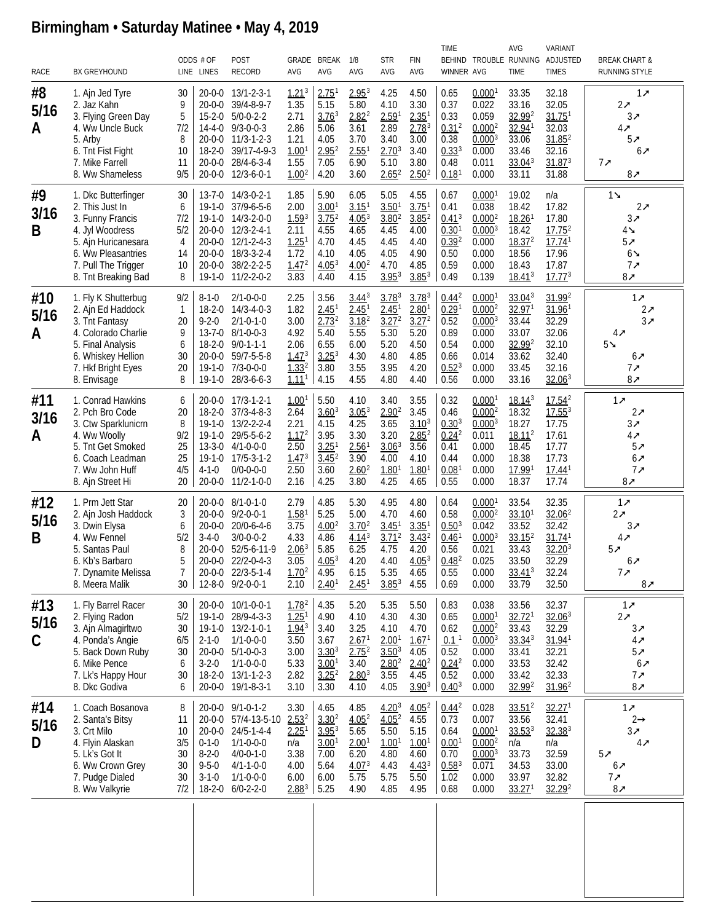# Birmingham • Saturday Matinee • May 4, 2019

| RACE | BX GREYHOUND | ODDS LINE | # OF LINES | POST RECORD | GRADE AVG | BREAK AVG | 1/8 AVG | STR AVG | FIN AVG | TIME BEHIND WINNER | TROUBLE AVG | AVG RUNNING TIME | VARIANT ADJUSTED TIMES | BREAK CHART & RUNNING STYLE |
|---|---|---|---|---|---|---|---|---|---|---|---|---|---|---|
| #8 5/16 A | 1. Ajn Jed Tyre | 30 | 20-0-0 | 13/1-2-3-1 | 1.21[3] | 2.75[1] | 2.95[3] | 4.25 | 4.50 | 0.65 | 0.000[1] | 33.35 | 32.18 | 1↗ |
| | 2. Jaz Kahn | 9 | 20-0-0 | 39/4-8-9-7 | 1.35 | 5.15 | 5.80 | 4.10 | 3.30 | 0.37 | 0.022 | 33.16 | 32.05 | 2↗ |
| | 3. Flying Green Day | 5 | 15-2-0 | 5/0-0-2-2 | 2.71 | 3.76[3] | 2.82[2] | 2.59[1] | 2.35[1] | 0.33 | 0.059 | 32.99[2] | 31.75[1] | 3↗ |
| | 4. Ww Uncle Buck | 7/2 | 14-4-0 | 9/3-0-0-3 | 2.86 | 5.06 | 3.61 | 2.89 | 2.78[3] | 0.31[2] | 0.000[2] | 32.94[1] | 32.03 | 4↗ |
| | 5. Arby | 8 | 20-0-0 | 11/3-1-2-3 | 1.21 | 4.05 | 3.70 | 3.40 | 3.00 | 0.38 | 0.000[3] | 33.06 | 31.85[2] | 5↗ |
| | 6. Tnt Fist Fight | 10 | 18-2-0 | 39/17-4-9-3 | 1.00[1] | 2.95[2] | 2.55[1] | 2.70[3] | 3.40 | 0.33[3] | 0.000 | 33.46 | 32.16 | 6↗ |
| | 7. Mike Farrell | 11 | 20-0-0 | 28/4-6-3-4 | 1.55 | 7.05 | 6.90 | 5.10 | 3.80 | 0.48 | 0.011 | 33.04[3] | 31.87[3] | 7↗ |
| | 8. Ww Shameless | 9/5 | 20-0-0 | 12/3-6-0-1 | 1.00[2] | 4.20 | 3.60 | 2.65[2] | 2.50[2] | 0.18[1] | 0.000 | 33.11 | 31.88 | 8↗ |
| #9 3/16 B | 1. Dkc Butterfinger | 30 | 13-7-0 | 14/3-0-2-1 | 1.85 | 5.90 | 6.05 | 5.05 | 4.55 | 0.67 | 0.000[1] | 19.02 | n/a | 1↘ |
| | 2. This Just In | 6 | 19-1-0 | 37/9-6-5-6 | 2.00 | 3.00[1] | 3.15[1] | 3.50[1] | 3.75[1] | 0.41 | 0.038 | 18.42 | 17.82 | 2↗ |
| | 3. Funny Francis | 7/2 | 19-1-0 | 14/3-2-0-0 | 1.59[3] | 3.75[2] | 4.05[3] | 3.80[2] | 3.85[2] | 0.41[3] | 0.000[2] | 18.26[1] | 17.80 | 3↗ |
| | 4. Jyl Woodress | 5/2 | 20-0-0 | 12/3-2-4-1 | 2.11 | 4.55 | 4.65 | 4.45 | 4.00 | 0.30[1] | 0.000[3] | 18.42 | 17.75[2] | 4↘ |
| | 5. Ajn Huricanesara | 4 | 20-0-0 | 12/1-2-4-3 | 1.25[1] | 4.70 | 4.45 | 4.45 | 4.40 | 0.39[2] | 0.000 | 18.37[2] | 17.74[1] | 5↗ |
| | 6. Ww Pleasantries | 14 | 20-0-0 | 18/3-3-2-4 | 1.72 | 4.10 | 4.05 | 4.05 | 4.90 | 0.50 | 0.000 | 18.56 | 17.96 | 6↘ |
| | 7. Pull The Trigger | 10 | 20-0-0 | 38/2-2-2-5 | 1.47[2] | 4.05[3] | 4.00[2] | 4.70 | 4.85 | 0.59 | 0.000 | 18.43 | 17.87 | 7↗ |
| | 8. Tnt Breaking Bad | 8 | 19-1-0 | 11/2-2-0-2 | 3.83 | 4.40 | 4.15 | 3.95[3] | 3.85[3] | 0.49 | 0.139 | 18.41[3] | 17.77[3] | 8↗ |
| #10 5/16 A | 1. Fly K Shutterbug | 9/2 | 8-1-0 | 2/1-0-0-0 | 2.25 | 3.56 | 3.44[3] | 3.78[3] | 3.78[3] | 0.44[2] | 0.000[1] | 33.04[3] | 31.99[2] | 1↗ |
| | 2. Ajn Ed Haddock | 1 | 18-2-0 | 14/3-4-0-3 | 1.82 | 2.45[1] | 2.45[1] | 2.45[1] | 2.80[1] | 0.29[1] | 0.000[2] | 32.97[1] | 31.96[1] | 2↗ |
| | 3. Tnt Fantasy | 20 | 9-2-0 | 2/1-0-1-0 | 3.00 | 2.73[2] | 3.18[2] | 3.27[2] | 3.27[2] | 0.52 | 0.000[3] | 33.44 | 32.29 | 3↗ |
| | 4. Colorado Charlie | 9 | 13-7-0 | 8/1-0-0-3 | 4.92 | 5.40 | 5.55 | 5.30 | 5.20 | 0.89 | 0.000 | 33.07 | 32.06 | 4↗ |
| | 5. Final Analysis | 6 | 18-2-0 | 9/0-1-1-1 | 2.06 | 6.55 | 6.00 | 5.20 | 4.50 | 0.54 | 0.000 | 32.99[2] | 32.10 | 5↘ |
| | 6. Whiskey Hellion | 30 | 20-0-0 | 59/7-5-5-8 | 1.47[3] | 3.25[3] | 4.30 | 4.80 | 4.85 | 0.66 | 0.014 | 33.62 | 32.40 | 6↗ |
| | 7. Hkf Bright Eyes | 20 | 19-1-0 | 7/3-0-0-0 | 1.33[2] | 3.80 | 3.55 | 3.95 | 4.20 | 0.52[3] | 0.000 | 33.45 | 32.16 | 7↗ |
| | 8. Envisage | 8 | 19-1-0 | 28/3-6-6-3 | 1.11[1] | 4.15 | 4.55 | 4.80 | 4.40 | 0.56 | 0.000 | 33.16 | 32.06[3] | 8↗ |
| #11 3/16 A | 1. Conrad Hawkins | 6 | 20-0-0 | 17/3-1-2-1 | 1.00[1] | 5.50 | 4.10 | 3.40 | 3.55 | 0.32 | 0.000[1] | 18.14[3] | 17.54[2] | 1↗ |
| | 2. Pch Bro Code | 20 | 18-2-0 | 37/3-4-8-3 | 2.64 | 3.60[3] | 3.05[3] | 2.90[2] | 3.45 | 0.46 | 0.000[2] | 18.32 | 17.55[3] | 2↗ |
| | 3. Ctw Sparklunicrn | 8 | 19-1-0 | 13/2-2-2-4 | 2.21 | 4.15 | 4.25 | 3.65 | 3.10[3] | 0.30[3] | 0.000[3] | 18.27 | 17.75 | 3↗ |
| | 4. Ww Woolly | 9/2 | 19-1-0 | 29/5-5-6-2 | 1.17[2] | 3.95 | 3.30 | 3.20 | 2.85[2] | 0.24[2] | 0.011 | 18.11[2] | 17.61 | 4↗ |
| | 5. Tnt Get Smoked | 25 | 13-3-0 | 4/1-0-0-0 | 2.50 | 3.25[1] | 2.56[1] | 3.06[3] | 3.56 | 0.41 | 0.000 | 18.45 | 17.77 | 5↗ |
| | 6. Coach Leadman | 25 | 19-1-0 | 17/5-3-1-2 | 1.47[3] | 3.45[2] | 3.90 | 4.00 | 4.10 | 0.44 | 0.000 | 18.38 | 17.73 | 6↗ |
| | 7. Ww John Huff | 4/5 | 4-1-0 | 0/0-0-0-0 | 2.50 | 3.60 | 2.60[2] | 1.80[1] | 1.80[1] | 0.08[1] | 0.000 | 17.99[1] | 17.44[1] | 7↗ |
| | 8. Ajn Street Hi | 20 | 20-0-0 | 11/2-1-0-0 | 2.16 | 4.25 | 3.80 | 4.25 | 4.65 | 0.55 | 0.000 | 18.37 | 17.74 | 8↗ |
| #12 5/16 B | 1. Prm Jett Star | 20 | 20-0-0 | 8/1-0-1-0 | 2.79 | 4.85 | 5.30 | 4.95 | 4.80 | 0.64 | 0.000[1] | 33.54 | 32.35 | 1↗ |
| | 2. Ajn Josh Haddock | 3 | 20-0-0 | 9/2-0-0-1 | 1.58[1] | 5.25 | 5.00 | 4.70 | 4.60 | 0.58 | 0.000[2] | 33.10[1] | 32.06[2] | 2↗ |
| | 3. Dwin Elysa | 6 | 20-0-0 | 20/0-6-4-6 | 3.75 | 4.00[2] | 3.70[2] | 3.45[1] | 3.35[1] | 0.50[3] | 0.042 | 33.52 | 32.42 | 3↗ |
| | 4. Ww Fennel | 5/2 | 3-4-0 | 3/0-0-0-2 | 4.33 | 4.86 | 4.14[3] | 3.71[2] | 3.43[2] | 0.46[1] | 0.000[3] | 33.15[2] | 31.74[1] | 4↗ |
| | 5. Santas Paul | 8 | 20-0-0 | 52/5-6-11-9 | 2.06[3] | 5.85 | 6.25 | 4.75 | 4.20 | 0.56 | 0.021 | 33.43 | 32.20[3] | 5↗ |
| | 6. Kb's Barbaro | 5 | 20-0-0 | 22/2-0-4-3 | 3.05 | 4.05[3] | 4.20 | 4.40 | 4.05[3] | 0.48[2] | 0.025 | 33.50 | 32.29 | 6↗ |
| | 7. Dynamite Melissa | 7 | 20-0-0 | 22/3-5-1-4 | 1.70[2] | 4.95 | 6.15 | 5.35 | 4.65 | 0.55 | 0.000 | 33.41[3] | 32.24 | 7↗ |
| | 8. Meera Malik | 30 | 12-8-0 | 9/2-0-0-1 | 2.10 | 2.40[1] | 2.45[1] | 3.85[3] | 4.55 | 0.69 | 0.000 | 33.79 | 32.50 | 8↗ |
| #13 5/16 C | 1. Fly Barrel Racer | 30 | 20-0-0 | 10/1-0-0-1 | 1.78[2] | 4.35 | 5.20 | 5.35 | 5.50 | 0.83 | 0.038 | 33.56 | 32.37 | 1↗ |
| | 2. Flying Radon | 5/2 | 19-1-0 | 28/9-4-3-3 | 1.25[1] | 4.90 | 4.10 | 4.30 | 4.30 | 0.65 | 0.000[1] | 32.72[1] | 32.06[3] | 2↗ |
| | 3. Ajn Almagirltwo | 30 | 19-1-0 | 13/2-1-0-1 | 1.94[3] | 3.40 | 3.25 | 4.10 | 4.70 | 0.62 | 0.000[2] | 33.43 | 32.29 | 3↗ |
| | 4. Ponda's Angie | 6/5 | 2-1-0 | 1/1-0-0-0 | 3.50 | 3.67 | 2.67[1] | 2.00[1] | 1.67[1] | 0.1[1] | 0.000[3] | 33.34[3] | 31.94[1] | 4↗ |
| | 5. Back Down Ruby | 30 | 20-0-0 | 5/1-0-0-3 | 3.00 | 3.30[3] | 2.75[2] | 3.50[3] | 4.05 | 0.52 | 0.000 | 33.41 | 32.21 | 5↗ |
| | 6. Mike Pence | 6 | 3-2-0 | 1/1-0-0-0 | 5.33 | 3.00[1] | 3.40 | 2.80[2] | 2.40[2] | 0.24[2] | 0.000 | 33.53 | 32.42 | 6↗ |
| | 7. Lk's Happy Hour | 30 | 18-2-0 | 13/1-1-2-3 | 2.82 | 3.25[2] | 2.80[3] | 3.55 | 4.45 | 0.52 | 0.000 | 33.42 | 32.33 | 7↗ |
| | 8. Dkc Godiva | 6 | 20-0-0 | 19/1-8-3-1 | 3.10 | 3.30 | 4.10 | 4.05 | 3.90[3] | 0.40[3] | 0.000 | 32.99[2] | 31.96[2] | 8↗ |
| #14 5/16 D | 1. Coach Bosanova | 8 | 20-0-0 | 9/1-0-1-2 | 3.30 | 4.65 | 4.85 | 4.20[3] | 4.05[2] | 0.44[2] | 0.028 | 33.51[2] | 32.27[1] | 1↗ |
| | 2. Santa's Bitsy | 11 | 20-0-0 | 57/4-13-5-10 | 2.53[2] | 3.30[2] | 4.05[2] | 4.05[2] | 4.55 | 0.73 | 0.007 | 33.56 | 32.41 | 2→ |
| | 3. Crt Milo | 10 | 20-0-0 | 24/5-1-4-4 | 2.25[1] | 3.95[3] | 5.65 | 5.50 | 5.15 | 0.64 | 0.000[1] | 33.53[3] | 32.38[3] | 3↗ |
| | 4. Flyin Alaskan | 3/5 | 0-1-0 | 1/1-0-0-0 | n/a | 3.00[1] | 2.00[1] | 1.00[1] | 1.00[1] | 0.00[1] | 0.000[2] | n/a | n/a | 4↗ |
| | 5. Lk's Got It | 30 | 8-2-0 | 4/0-0-1-0 | 3.38 | 7.00 | 6.20 | 4.80 | 4.60 | 0.70 | 0.000[3] | 33.73 | 32.59 | 5↗ |
| | 6. Ww Crown Grey | 30 | 9-5-0 | 4/1-1-0-0 | 4.00 | 5.64 | 4.07[3] | 4.43 | 4.43[3] | 0.58[3] | 0.071 | 34.53 | 33.00 | 6↗ |
| | 7. Pudge Dialed | 30 | 3-1-0 | 1/1-0-0-0 | 6.00 | 6.00 | 5.75 | 5.75 | 5.50 | 1.02 | 0.000 | 33.97 | 32.82 | 7↗ |
| | 8. Ww Valkyrie | 7/2 | 18-2-0 | 6/0-2-2-0 | 2.88[3] | 5.25 | 4.90 | 4.85 | 4.95 | 0.68 | 0.000 | 33.27[1] | 32.29[2] | 8↗ |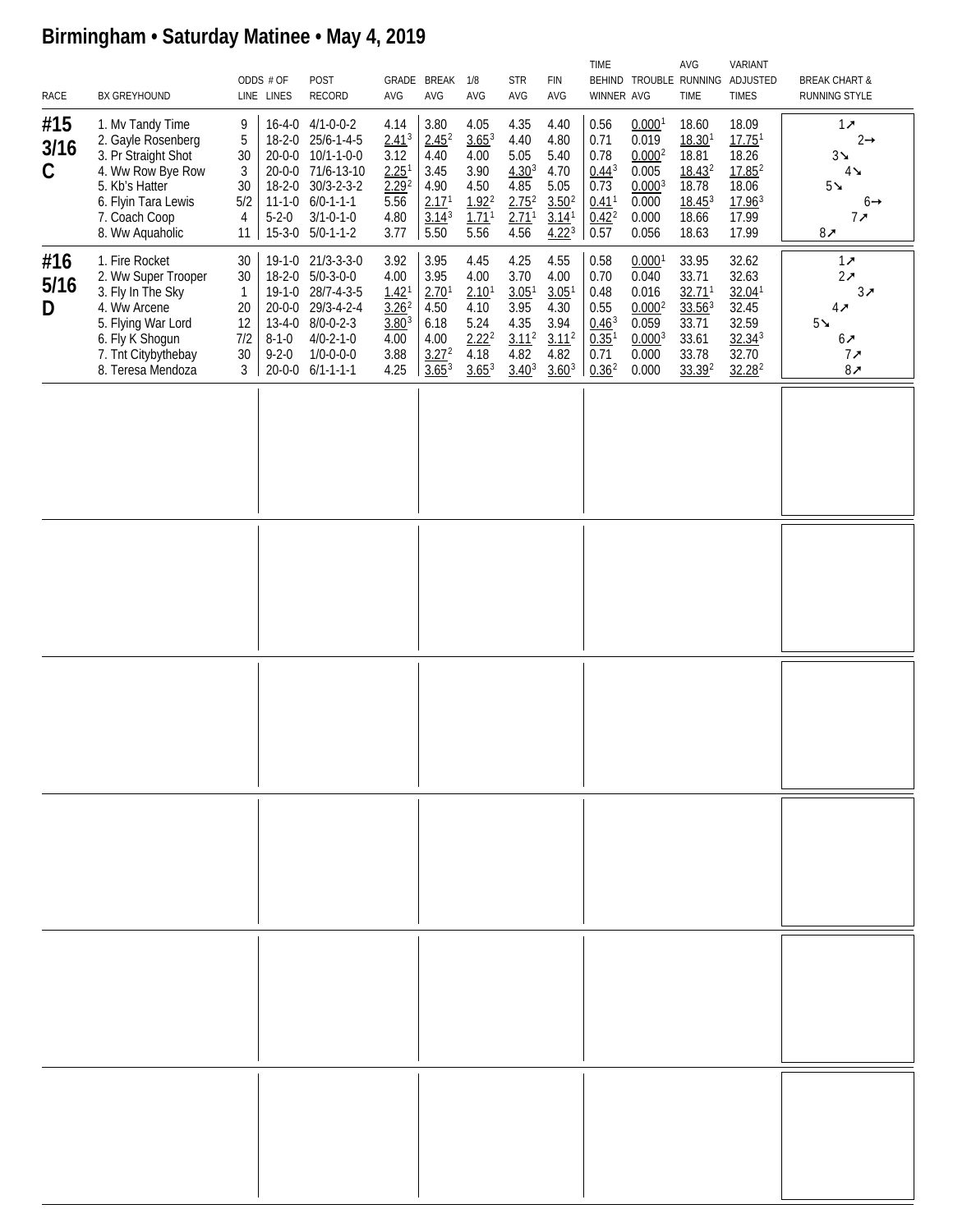## Birmingham • Saturday Matinee • May 4, 2019

| RACE | BX GREYHOUND | ODDS LINE | # OF LINES | POST RECORD | GRADE AVG | BREAK AVG | 1/8 AVG | STR AVG | FIN AVG | TIME BEHIND WINNER | TROUBLE AVG | AVG RUNNING TIME | VARIANT ADJUSTED TIMES | BREAK CHART & RUNNING STYLE |
|---|---|---|---|---|---|---|---|---|---|---|---|---|---|---|
| #15 3/16 C | 1. Mv Tandy Time | 9 | 16-4-0 | 4/1-0-0-2 | 4.14 | 3.80 | 4.05 | 4.35 | 4.40 | 0.56 | 0.000 1 | 18.60 | 18.09 | 1↗ |
| | 2. Gayle Rosenberg | 5 | 18-2-0 | 25/6-1-4-5 | 2.41 3 | 2.45 2 | 3.65 3 | 4.40 | 4.80 | 0.71 | 0.019 | 18.30 1 | 17.75 1 | 2→ |
| | 3. Pr Straight Shot | 30 | 20-0-0 | 10/1-1-0-0 | 3.12 | 4.40 | 4.00 | 5.05 | 5.40 | 0.78 | 0.000 2 | 18.81 | 18.26 | 3↘ |
| | 4. Ww Row Bye Row | 3 | 20-0-0 | 71/6-13-10 | 2.25 1 | 3.45 | 3.90 | 4.30 3 | 4.70 | 0.44 3 | 0.005 | 18.43 2 | 17.85 2 | 4↘ |
| | 5. Kb's Hatter | 30 | 18-2-0 | 30/3-2-3-2 | 2.29 2 | 4.90 | 4.50 | 4.85 | 5.05 | 0.73 | 0.000 3 | 18.78 | 18.06 | 5↘ |
| | 6. Flyin Tara Lewis | 5/2 | 11-1-0 | 6/0-1-1-1 | 5.56 | 2.17 1 | 1.92 2 | 2.75 2 | 3.50 2 | 0.41 1 | 0.000 | 18.45 3 | 17.96 3 | 6→ |
| | 7. Coach Coop | 4 | 5-2-0 | 3/1-0-1-0 | 4.80 | 3.14 3 | 1.71 1 | 2.71 1 | 3.14 1 | 0.42 2 | 0.000 | 18.66 | 17.99 | 7↗ |
| | 8. Ww Aquaholic | 11 | 15-3-0 | 5/0-1-1-2 | 3.77 | 5.50 | 5.56 | 4.56 | 4.22 3 | 0.57 | 0.056 | 18.63 | 17.99 | 8↗ |
| #16 5/16 D | 1. Fire Rocket | 30 | 19-1-0 | 21/3-3-3-0 | 3.92 | 3.95 | 4.45 | 4.25 | 4.55 | 0.58 | 0.000 1 | 33.95 | 32.62 | 1↗ |
| | 2. Ww Super Trooper | 30 | 18-2-0 | 5/0-3-0-0 | 4.00 | 3.95 | 4.00 | 3.70 | 4.00 | 0.70 | 0.040 | 33.71 | 32.63 | 2↗ |
| | 3. Fly In The Sky | 1 | 19-1-0 | 28/7-4-3-5 | 1.42 1 | 2.70 1 | 2.10 1 | 3.05 1 | 3.05 1 | 0.48 | 0.016 | 32.71 1 | 32.04 1 | 3↗ |
| | 4. Ww Arcene | 20 | 20-0-0 | 29/3-4-2-4 | 3.26 2 | 4.50 | 4.10 | 3.95 | 4.30 | 0.55 | 0.000 2 | 33.56 3 | 32.45 | 4↗ |
| | 5. Flying War Lord | 12 | 13-4-0 | 8/0-0-2-3 | 3.80 3 | 6.18 | 5.24 | 4.35 | 3.94 | 0.46 3 | 0.059 | 33.71 | 32.59 | 5↘ |
| | 6. Fly K Shogun | 7/2 | 8-1-0 | 4/0-2-1-0 | 4.00 | 4.00 | 2.22 2 | 3.11 2 | 3.11 2 | 0.35 1 | 0.000 3 | 33.61 | 32.34 3 | 6↗ |
| | 7. Tnt Citybythebay | 30 | 9-2-0 | 1/0-0-0-0 | 3.88 | 3.27 2 | 4.18 | 4.82 | 4.82 | 0.71 | 0.000 | 33.78 | 32.70 | 7↗ |
| | 8. Teresa Mendoza | 3 | 20-0-0 | 6/1-1-1-1 | 4.25 | 3.65 3 | 3.65 3 | 3.40 3 | 3.60 3 | 0.36 2 | 0.000 | 33.39 2 | 32.28 2 | 8↗ |